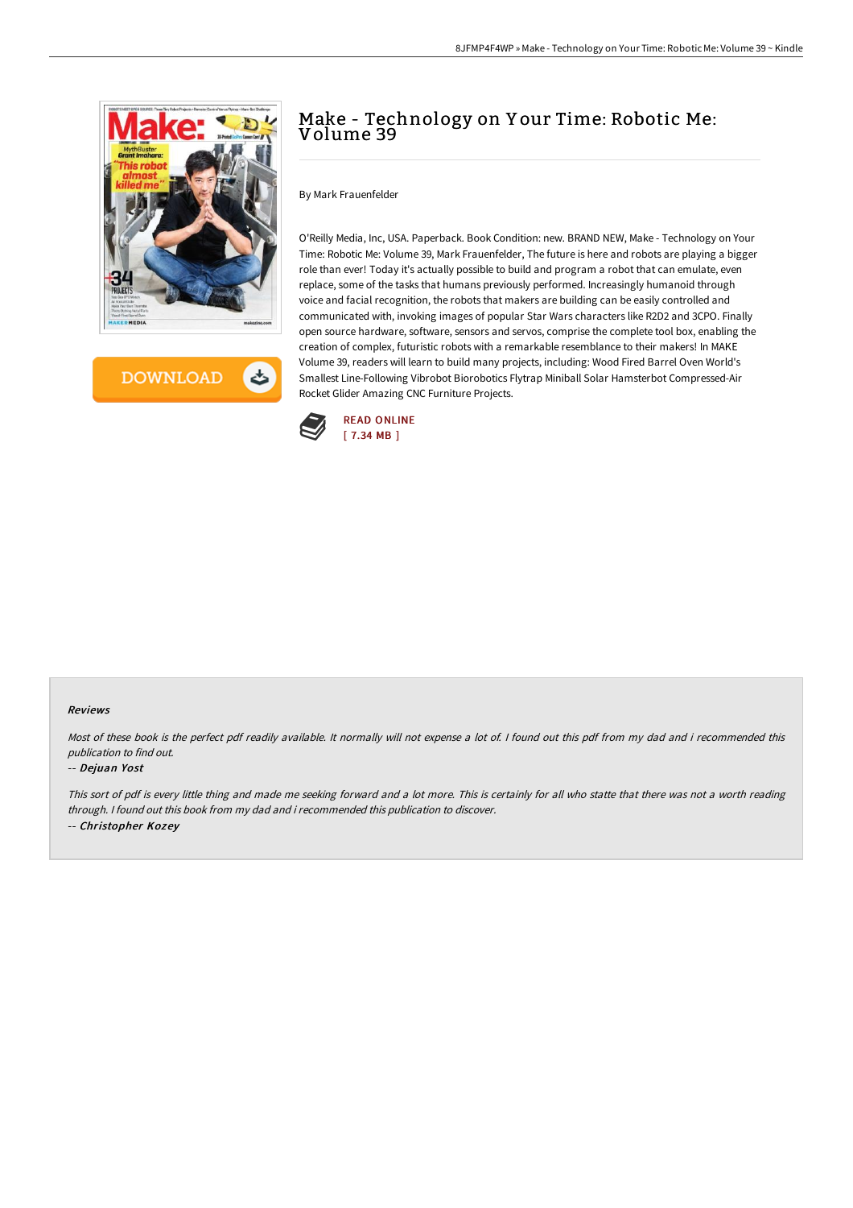# Make - Technology on Your Time: Robotic Me: Volume 39

By Mark Frauenfelder

O'Reilly Media, Inc, USA. Paperback. Book Condition: new. BRAND NEW, Make - Technology on Your Time: Robotic Me: Volume 39, Mark Frauenfelder, The future is here and robots are playing a bigger role than ever! Today it's actually possible to build and program a robot that can emulate, even replace, some of the tasks that humans previously performed. Increasingly humanoid through voice and facial recognition, the robots that makers are building can be easily controlled and communicated with, invoking images of popular Star Wars characters like R2D2 and 3CPO. Finally open source hardware, software, sensors and servos, comprise the complete tool box, enabling the creation of complex, futuristic robots with a remarkable resemblance to their makers! In MAKE Volume 39, readers will learn to build many projects, including: Wood Fired Barrel Oven World's Smallest Line-Following Vibrobot Biorobotics Flytrap Miniball Solar Hamsterbot Compressed-Air Rocket Glider Amazing CNC Furniture Projects.

READ ONLINE
[ 7.34 MB ]

#### Reviews

*Most of these book is the perfect pdf readily available. It normally will not expense a lot of. I found out this pdf from my dad and i recommended this publication to find out.*

*-- Dejuan Yost*

*This sort of pdf is every little thing and made me seeking forward and a lot more. This is certainly for all who statte that there was not a worth reading through. I found out this book from my dad and i recommended this publication to discover.*

*-- Christopher Kozey*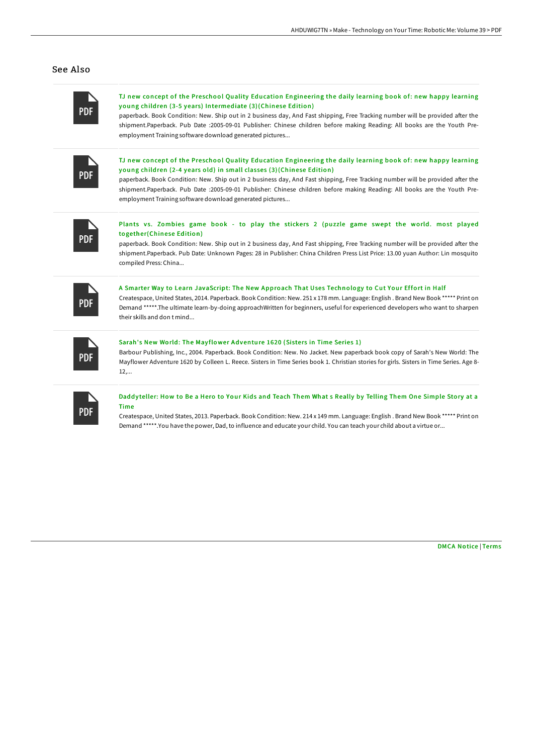## See Also

**TJ new concept of the Preschool Quality Education Engineering the daily learning book of: new happy learning young children (3-5 years) Intermediate (3)(Chinese Edition)**

paperback. Book Condition: New. Ship out in 2 business day, And Fast shipping, Free Tracking number will be provided after the shipment.Paperback. Pub Date :2005-09-01 Publisher: Chinese children before making Reading: All books are the Youth Pre-employment Training software download generated pictures...

**TJ new concept of the Preschool Quality Education Engineering the daily learning book of: new happy learning young children (2-4 years old) in small classes (3)(Chinese Edition)**

paperback. Book Condition: New. Ship out in 2 business day, And Fast shipping, Free Tracking number will be provided after the shipment.Paperback. Pub Date :2005-09-01 Publisher: Chinese children before making Reading: All books are the Youth Pre-employment Training software download generated pictures...

**Plants vs. Zombies game book - to play the stickers 2 (puzzle game swept the world. most played together(Chinese Edition)**

paperback. Book Condition: New. Ship out in 2 business day, And Fast shipping, Free Tracking number will be provided after the shipment.Paperback. Pub Date: Unknown Pages: 28 in Publisher: China Children Press List Price: 13.00 yuan Author: Lin mosquito compiled Press: China...

**A Smarter Way to Learn JavaScript: The New Approach That Uses Technology to Cut Your Effort in Half**

Createspace, United States, 2014. Paperback. Book Condition: New. 251 x 178 mm. Language: English . Brand New Book ***** Print on Demand *****.The ultimate learn-by-doing approachWritten for beginners, useful for experienced developers who want to sharpen their skills and don t mind...

**Sarah's New World: The Mayflower Adventure 1620 (Sisters in Time Series 1)**

Barbour Publishing, Inc., 2004. Paperback. Book Condition: New. No Jacket. New paperback book copy of Sarah's New World: The Mayflower Adventure 1620 by Colleen L. Reece. Sisters in Time Series book 1. Christian stories for girls. Sisters in Time Series. Age 8-12,...

**Daddyteller: How to Be a Hero to Your Kids and Teach Them What s Really by Telling Them One Simple Story at a Time**

Createspace, United States, 2013. Paperback. Book Condition: New. 214 x 149 mm. Language: English . Brand New Book ***** Print on Demand *****.You have the power, Dad, to influence and educate your child. You can teach your child about a virtue or...

DMCA Notice | Terms